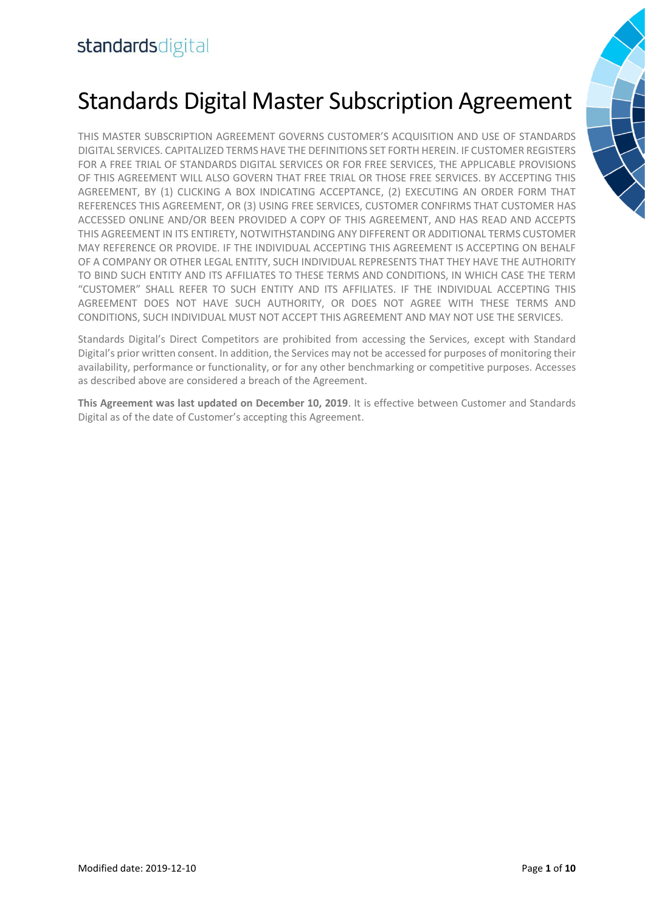standardsdigital

# Standards Digital Master Subscription Agreement

THIS MASTER SUBSCRIPTION AGREEMENT GOVERNS CUSTOMER'S ACQUISITION AND USE OF STANDARDS DIGITAL SERVICES. CAPITALIZED TERMS HAVE THE DEFINITIONS SET FORTH HEREIN. IF CUSTOMER REGISTERS FOR A FREE TRIAL OF STANDARDS DIGITAL SERVICES OR FOR FREE SERVICES, THE APPLICABLE PROVISIONS OF THIS AGREEMENT WILL ALSO GOVERN THAT FREE TRIAL OR THOSE FREE SERVICES. BY ACCEPTING THIS AGREEMENT, BY (1) CLICKING A BOX INDICATING ACCEPTANCE, (2) EXECUTING AN ORDER FORM THAT REFERENCES THIS AGREEMENT, OR (3) USING FREE SERVICES, CUSTOMER CONFIRMS THAT CUSTOMER HAS ACCESSED ONLINE AND/OR BEEN PROVIDED A COPY OF THIS AGREEMENT, AND HAS READ AND ACCEPTS THIS AGREEMENT IN ITS ENTIRETY, NOTWITHSTANDING ANY DIFFERENT OR ADDITIONAL TERMS CUSTOMER MAY REFERENCE OR PROVIDE. IF THE INDIVIDUAL ACCEPTING THIS AGREEMENT IS ACCEPTING ON BEHALF OF A COMPANY OR OTHER LEGAL ENTITY, SUCH INDIVIDUAL REPRESENTS THAT THEY HAVE THE AUTHORITY TO BIND SUCH ENTITY AND ITS AFFILIATES TO THESE TERMS AND CONDITIONS, IN WHICH CASE THE TERM "CUSTOMER" SHALL REFER TO SUCH ENTITY AND ITS AFFILIATES. IF THE INDIVIDUAL ACCEPTING THIS AGREEMENT DOES NOT HAVE SUCH AUTHORITY, OR DOES NOT AGREE WITH THESE TERMS AND CONDITIONS, SUCH INDIVIDUAL MUST NOT ACCEPT THIS AGREEMENT AND MAY NOT USE THE SERVICES.

Standards Digital's Direct Competitors are prohibited from accessing the Services, except with Standard Digital's prior written consent. In addition, the Services may not be accessed for purposes of monitoring their availability, performance or functionality, or for any other benchmarking or competitive purposes. Accesses as described above are considered a breach of the Agreement.

**This Agreement was last updated on December 10, 2019**. It is effective between Customer and Standards Digital as of the date of Customer's accepting this Agreement.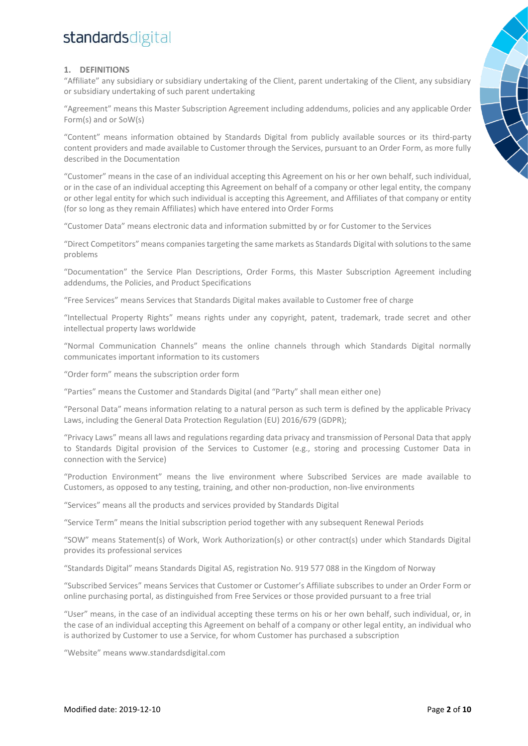## 1. DEFINITIONS

"Affiliate" any subsidiary or subsidiary undertaking of the Client, parent undertaking of the Client, any subsidiary or subsidiary undertaking of such parent undertaking

"Agreement" means this Master Subscription Agreement including addendums, policies and any applicable Order Form(s) and or SoW(s)

"Content" means information obtained by Standards Digital from publicly available sources or its third-party content providers and made available to Customer through the Services, pursuant to an Order Form, as more fully described in the Documentation

"Customer" means in the case of an individual accepting this Agreement on his or her own behalf, such individual, or in the case of an individual accepting this Agreement on behalf of a company or other legal entity, the company or other legal entity for which such individual is accepting this Agreement, and Affiliates of that company or entity (for so long as they remain Affiliates) which have entered into Order Forms

"Customer Data" means electronic data and information submitted by or for Customer to the Services

"Direct Competitors" means companies targeting the same markets as Standards Digital with solutions to the same problems

"Documentation" the Service Plan Descriptions, Order Forms, this Master Subscription Agreement including addendums, the Policies, and Product Specifications

"Free Services" means Services that Standards Digital makes available to Customer free of charge

"Intellectual Property Rights" means rights under any copyright, patent, trademark, trade secret and other intellectual property laws worldwide

"Normal Communication Channels" means the online channels through which Standards Digital normally communicates important information to its customers

"Order form" means the subscription order form

"Parties" means the Customer and Standards Digital (and "Party" shall mean either one)

"Personal Data" means information relating to a natural person as such term is defined by the applicable Privacy Laws, including the General Data Protection Regulation (EU) 2016/679 (GDPR);

"Privacy Laws" means all laws and regulations regarding data privacy and transmission of Personal Data that apply to Standards Digital provision of the Services to Customer (e.g., storing and processing Customer Data in connection with the Service)

"Production Environment" means the live environment where Subscribed Services are made available to Customers, as opposed to any testing, training, and other non-production, non-live environments

"Services" means all the products and services provided by Standards Digital

"Service Term" means the Initial subscription period together with any subsequent Renewal Periods

"SOW" means Statement(s) of Work, Work Authorization(s) or other contract(s) under which Standards Digital provides its professional services

"Standards Digital" means Standards Digital AS, registration No. 919 577 088 in the Kingdom of Norway

"Subscribed Services" means Services that Customer or Customer's Affiliate subscribes to under an Order Form or online purchasing portal, as distinguished from Free Services or those provided pursuant to a free trial

"User" means, in the case of an individual accepting these terms on his or her own behalf, such individual, or, in the case of an individual accepting this Agreement on behalf of a company or other legal entity, an individual who is authorized by Customer to use a Service, for whom Customer has purchased a subscription

"Website" means www.standardsdigital.com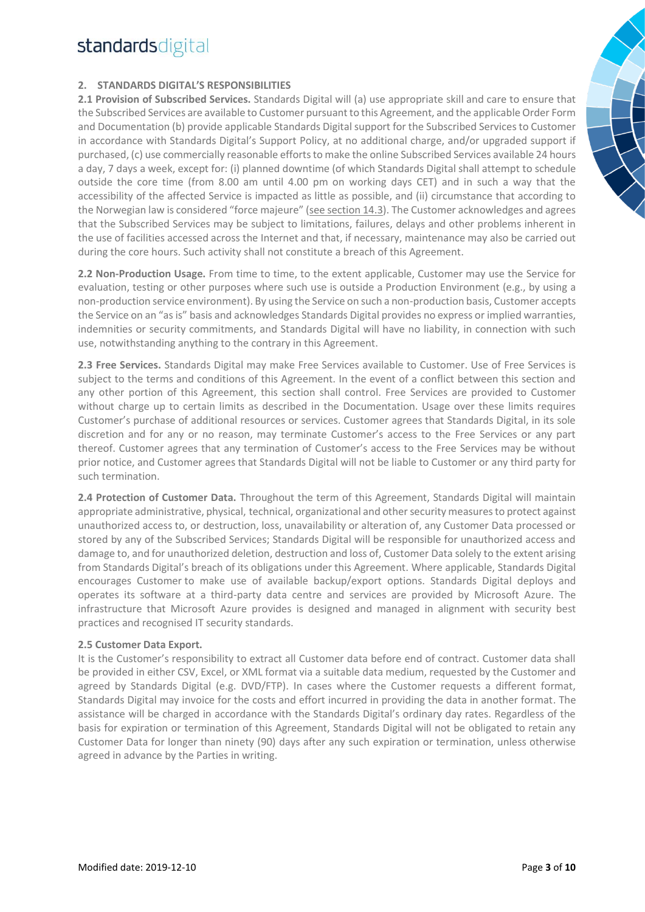## 2. STANDARDS DIGITAL'S RESPONSIBILITIES

**2.1 Provision of Subscribed Services.** Standards Digital will (a) use appropriate skill and care to ensure that the Subscribed Services are available to Customer pursuant to this Agreement, and the applicable Order Form and Documentation (b) provide applicable Standards Digital support for the Subscribed Services to Customer in accordance with Standards Digital's Support Policy, at no additional charge, and/or upgraded support if purchased, (c) use commercially reasonable efforts to make the online Subscribed Services available 24 hours a day, 7 days a week, except for: (i) planned downtime (of which Standards Digital shall attempt to schedule outside the core time (from 8.00 am until 4.00 pm on working days CET) and in such a way that the accessibility of the affected Service is impacted as little as possible, and (ii) circumstance that according to the Norwegian law is considered "force majeure" (see section 14.3). The Customer acknowledges and agrees that the Subscribed Services may be subject to limitations, failures, delays and other problems inherent in the use of facilities accessed across the Internet and that, if necessary, maintenance may also be carried out during the core hours. Such activity shall not constitute a breach of this Agreement.

**2.2 Non-Production Usage.** From time to time, to the extent applicable, Customer may use the Service for evaluation, testing or other purposes where such use is outside a Production Environment (e.g., by using a non-production service environment). By using the Service on such a non-production basis, Customer accepts the Service on an "as is" basis and acknowledges Standards Digital provides no express or implied warranties, indemnities or security commitments, and Standards Digital will have no liability, in connection with such use, notwithstanding anything to the contrary in this Agreement.

**2.3 Free Services.** Standards Digital may make Free Services available to Customer. Use of Free Services is subject to the terms and conditions of this Agreement. In the event of a conflict between this section and any other portion of this Agreement, this section shall control. Free Services are provided to Customer without charge up to certain limits as described in the Documentation. Usage over these limits requires Customer's purchase of additional resources or services. Customer agrees that Standards Digital, in its sole discretion and for any or no reason, may terminate Customer's access to the Free Services or any part thereof. Customer agrees that any termination of Customer's access to the Free Services may be without prior notice, and Customer agrees that Standards Digital will not be liable to Customer or any third party for such termination.

**2.4 Protection of Customer Data.** Throughout the term of this Agreement, Standards Digital will maintain appropriate administrative, physical, technical, organizational and other security measures to protect against unauthorized access to, or destruction, loss, unavailability or alteration of, any Customer Data processed or stored by any of the Subscribed Services; Standards Digital will be responsible for unauthorized access and damage to, and for unauthorized deletion, destruction and loss of, Customer Data solely to the extent arising from Standards Digital's breach of its obligations under this Agreement. Where applicable, Standards Digital encourages Customer to make use of available backup/export options. Standards Digital deploys and operates its software at a third-party data centre and services are provided by Microsoft Azure. The infrastructure that Microsoft Azure provides is designed and managed in alignment with security best practices and recognised IT security standards.

**2.5 Customer Data Export.**

It is the Customer's responsibility to extract all Customer data before end of contract. Customer data shall be provided in either CSV, Excel, or XML format via a suitable data medium, requested by the Customer and agreed by Standards Digital (e.g. DVD/FTP). In cases where the Customer requests a different format, Standards Digital may invoice for the costs and effort incurred in providing the data in another format. The assistance will be charged in accordance with the Standards Digital's ordinary day rates. Regardless of the basis for expiration or termination of this Agreement, Standards Digital will not be obligated to retain any Customer Data for longer than ninety (90) days after any such expiration or termination, unless otherwise agreed in advance by the Parties in writing.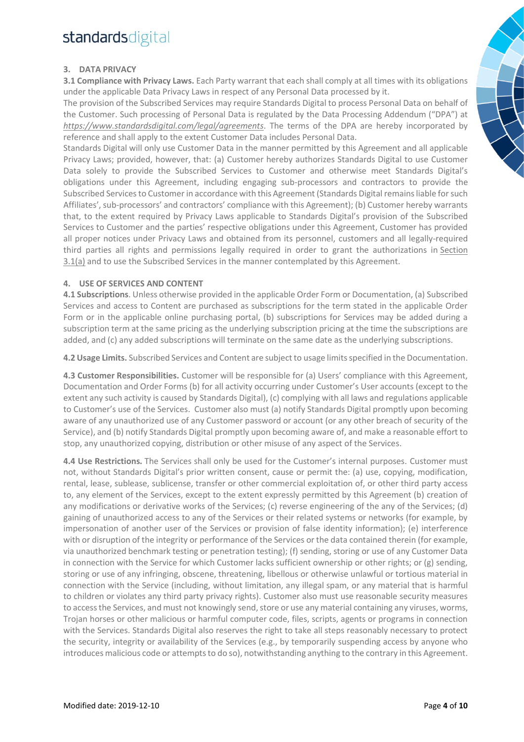## 3. DATA PRIVACY

**3.1 Compliance with Privacy Laws.** Each Party warrant that each shall comply at all times with its obligations under the applicable Data Privacy Laws in respect of any Personal Data processed by it.

The provision of the Subscribed Services may require Standards Digital to process Personal Data on behalf of the Customer. Such processing of Personal Data is regulated by the Data Processing Addendum ("DPA") at *https://www.standardsdigital.com/legal/agreements*. The terms of the DPA are hereby incorporated by reference and shall apply to the extent Customer Data includes Personal Data.

Standards Digital will only use Customer Data in the manner permitted by this Agreement and all applicable Privacy Laws; provided, however, that: (a) Customer hereby authorizes Standards Digital to use Customer Data solely to provide the Subscribed Services to Customer and otherwise meet Standards Digital's obligations under this Agreement, including engaging sub-processors and contractors to provide the Subscribed Services to Customer in accordance with this Agreement (Standards Digital remains liable for such Affiliates', sub-processors' and contractors' compliance with this Agreement); (b) Customer hereby warrants that, to the extent required by Privacy Laws applicable to Standards Digital's provision of the Subscribed Services to Customer and the parties' respective obligations under this Agreement, Customer has provided all proper notices under Privacy Laws and obtained from its personnel, customers and all legally-required third parties all rights and permissions legally required in order to grant the authorizations in Section 3.1(a) and to use the Subscribed Services in the manner contemplated by this Agreement.

## 4. USE OF SERVICES AND CONTENT

**4.1 Subscriptions**. Unless otherwise provided in the applicable Order Form or Documentation, (a) Subscribed Services and access to Content are purchased as subscriptions for the term stated in the applicable Order Form or in the applicable online purchasing portal, (b) subscriptions for Services may be added during a subscription term at the same pricing as the underlying subscription pricing at the time the subscriptions are added, and (c) any added subscriptions will terminate on the same date as the underlying subscriptions.

**4.2 Usage Limits.** Subscribed Services and Content are subject to usage limits specified in the Documentation.

**4.3 Customer Responsibilities.** Customer will be responsible for (a) Users' compliance with this Agreement, Documentation and Order Forms (b) for all activity occurring under Customer's User accounts (except to the extent any such activity is caused by Standards Digital), (c) complying with all laws and regulations applicable to Customer's use of the Services. Customer also must (a) notify Standards Digital promptly upon becoming aware of any unauthorized use of any Customer password or account (or any other breach of security of the Service), and (b) notify Standards Digital promptly upon becoming aware of, and make a reasonable effort to stop, any unauthorized copying, distribution or other misuse of any aspect of the Services.

**4.4 Use Restrictions.** The Services shall only be used for the Customer's internal purposes. Customer must not, without Standards Digital's prior written consent, cause or permit the: (a) use, copying, modification, rental, lease, sublease, sublicense, transfer or other commercial exploitation of, or other third party access to, any element of the Services, except to the extent expressly permitted by this Agreement (b) creation of any modifications or derivative works of the Services; (c) reverse engineering of the any of the Services; (d) gaining of unauthorized access to any of the Services or their related systems or networks (for example, by impersonation of another user of the Services or provision of false identity information); (e) interference with or disruption of the integrity or performance of the Services or the data contained therein (for example, via unauthorized benchmark testing or penetration testing); (f) sending, storing or use of any Customer Data in connection with the Service for which Customer lacks sufficient ownership or other rights; or (g) sending, storing or use of any infringing, obscene, threatening, libellous or otherwise unlawful or tortious material in connection with the Service (including, without limitation, any illegal spam, or any material that is harmful to children or violates any third party privacy rights). Customer also must use reasonable security measures to access the Services, and must not knowingly send, store or use any material containing any viruses, worms, Trojan horses or other malicious or harmful computer code, files, scripts, agents or programs in connection with the Services. Standards Digital also reserves the right to take all steps reasonably necessary to protect the security, integrity or availability of the Services (e.g., by temporarily suspending access by anyone who introduces malicious code or attempts to do so), notwithstanding anything to the contrary in this Agreement.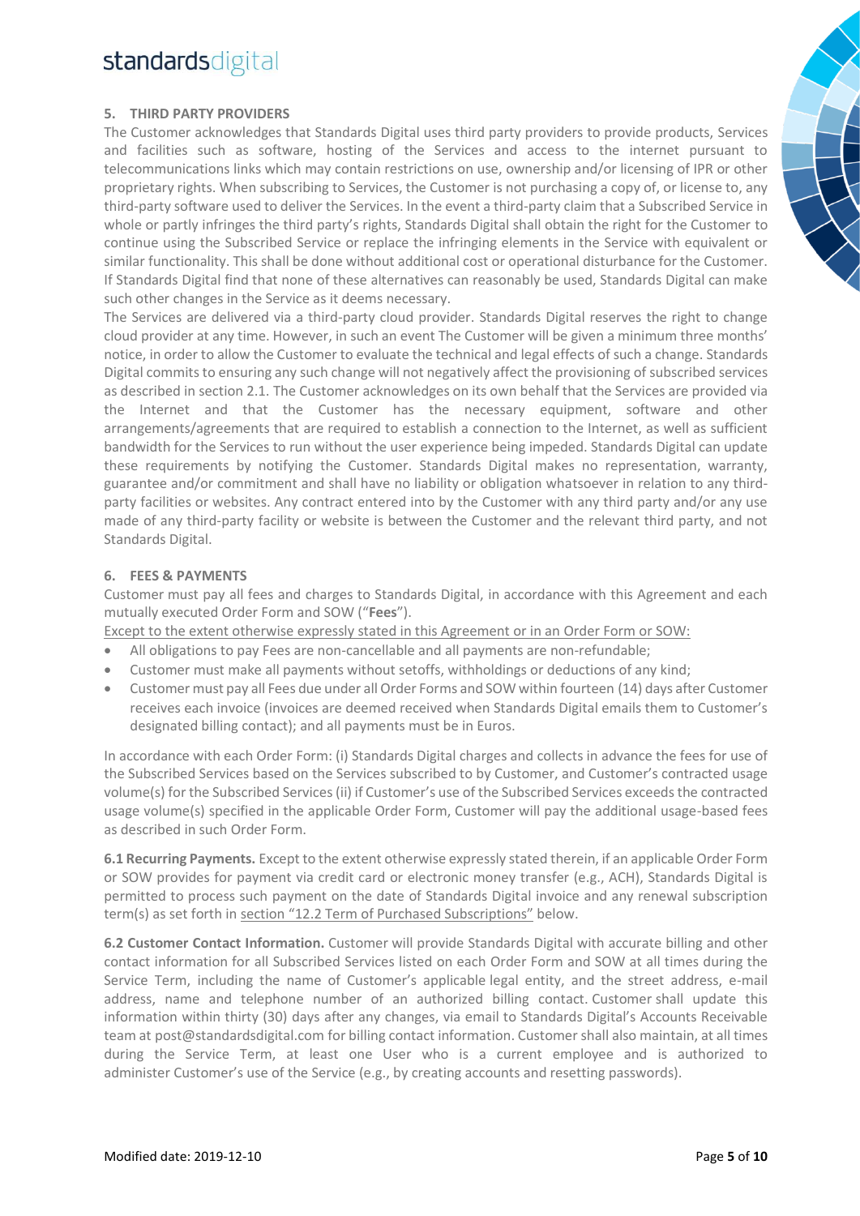## 5. THIRD PARTY PROVIDERS

The Customer acknowledges that Standards Digital uses third party providers to provide products, Services and facilities such as software, hosting of the Services and access to the internet pursuant to telecommunications links which may contain restrictions on use, ownership and/or licensing of IPR or other proprietary rights. When subscribing to Services, the Customer is not purchasing a copy of, or license to, any third-party software used to deliver the Services. In the event a third-party claim that a Subscribed Service in whole or partly infringes the third party's rights, Standards Digital shall obtain the right for the Customer to continue using the Subscribed Service or replace the infringing elements in the Service with equivalent or similar functionality. This shall be done without additional cost or operational disturbance for the Customer. If Standards Digital find that none of these alternatives can reasonably be used, Standards Digital can make such other changes in the Service as it deems necessary.

The Services are delivered via a third-party cloud provider. Standards Digital reserves the right to change cloud provider at any time. However, in such an event The Customer will be given a minimum three months' notice, in order to allow the Customer to evaluate the technical and legal effects of such a change. Standards Digital commits to ensuring any such change will not negatively affect the provisioning of subscribed services as described in section 2.1. The Customer acknowledges on its own behalf that the Services are provided via the Internet and that the Customer has the necessary equipment, software and other arrangements/agreements that are required to establish a connection to the Internet, as well as sufficient bandwidth for the Services to run without the user experience being impeded. Standards Digital can update these requirements by notifying the Customer. Standards Digital makes no representation, warranty, guarantee and/or commitment and shall have no liability or obligation whatsoever in relation to any third-party facilities or websites. Any contract entered into by the Customer with any third party and/or any use made of any third-party facility or website is between the Customer and the relevant third party, and not Standards Digital.

## 6. FEES & PAYMENTS

Customer must pay all fees and charges to Standards Digital, in accordance with this Agreement and each mutually executed Order Form and SOW ("**Fees**").

<u>Except to the extent otherwise expressly stated in this Agreement or in an Order Form or SOW:</u>

- All obligations to pay Fees are non-cancellable and all payments are non-refundable;
- Customer must make all payments without setoffs, withholdings or deductions of any kind;
- Customer must pay all Fees due under all Order Forms and SOW within fourteen (14) days after Customer receives each invoice (invoices are deemed received when Standards Digital emails them to Customer's designated billing contact); and all payments must be in Euros.

In accordance with each Order Form: (i) Standards Digital charges and collects in advance the fees for use of the Subscribed Services based on the Services subscribed to by Customer, and Customer's contracted usage volume(s) for the Subscribed Services (ii) if Customer's use of the Subscribed Services exceeds the contracted usage volume(s) specified in the applicable Order Form, Customer will pay the additional usage-based fees as described in such Order Form.

**6.1 Recurring Payments.** Except to the extent otherwise expressly stated therein, if an applicable Order Form or SOW provides for payment via credit card or electronic money transfer (e.g., ACH), Standards Digital is permitted to process such payment on the date of Standards Digital invoice and any renewal subscription term(s) as set forth in <u>section "12.2 Term of Purchased Subscriptions"</u> below.

**6.2 Customer Contact Information.** Customer will provide Standards Digital with accurate billing and other contact information for all Subscribed Services listed on each Order Form and SOW at all times during the Service Term, including the name of Customer's applicable legal entity, and the street address, e-mail address, name and telephone number of an authorized billing contact. Customer shall update this information within thirty (30) days after any changes, via email to Standards Digital's Accounts Receivable team at post@standardsdigital.com for billing contact information. Customer shall also maintain, at all times during the Service Term, at least one User who is a current employee and is authorized to administer Customer's use of the Service (e.g., by creating accounts and resetting passwords).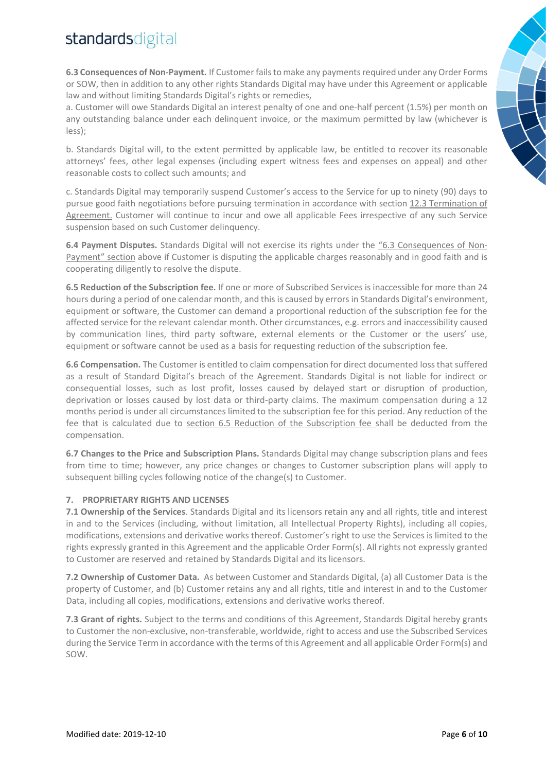**6.3 Consequences of Non-Payment.** If Customer fails to make any payments required under any Order Forms or SOW, then in addition to any other rights Standards Digital may have under this Agreement or applicable law and without limiting Standards Digital's rights or remedies,

a. Customer will owe Standards Digital an interest penalty of one and one-half percent (1.5%) per month on any outstanding balance under each delinquent invoice, or the maximum permitted by law (whichever is less);

b. Standards Digital will, to the extent permitted by applicable law, be entitled to recover its reasonable attorneys' fees, other legal expenses (including expert witness fees and expenses on appeal) and other reasonable costs to collect such amounts; and

c. Standards Digital may temporarily suspend Customer's access to the Service for up to ninety (90) days to pursue good faith negotiations before pursuing termination in accordance with section 12.3 Termination of Agreement. Customer will continue to incur and owe all applicable Fees irrespective of any such Service suspension based on such Customer delinquency.

**6.4 Payment Disputes.** Standards Digital will not exercise its rights under the "6.3 Consequences of Non-Payment" section above if Customer is disputing the applicable charges reasonably and in good faith and is cooperating diligently to resolve the dispute.

**6.5 Reduction of the Subscription fee.** If one or more of Subscribed Services is inaccessible for more than 24 hours during a period of one calendar month, and this is caused by errors in Standards Digital's environment, equipment or software, the Customer can demand a proportional reduction of the subscription fee for the affected service for the relevant calendar month. Other circumstances, e.g. errors and inaccessibility caused by communication lines, third party software, external elements or the Customer or the users' use, equipment or software cannot be used as a basis for requesting reduction of the subscription fee.

**6.6 Compensation.** The Customer is entitled to claim compensation for direct documented loss that suffered as a result of Standard Digital's breach of the Agreement. Standards Digital is not liable for indirect or consequential losses, such as lost profit, losses caused by delayed start or disruption of production, deprivation or losses caused by lost data or third-party claims. The maximum compensation during a 12 months period is under all circumstances limited to the subscription fee for this period. Any reduction of the fee that is calculated due to section 6.5 Reduction of the Subscription fee shall be deducted from the compensation.

**6.7 Changes to the Price and Subscription Plans.** Standards Digital may change subscription plans and fees from time to time; however, any price changes or changes to Customer subscription plans will apply to subsequent billing cycles following notice of the change(s) to Customer.

## 7. PROPRIETARY RIGHTS AND LICENSES

**7.1 Ownership of the Services**. Standards Digital and its licensors retain any and all rights, title and interest in and to the Services (including, without limitation, all Intellectual Property Rights), including all copies, modifications, extensions and derivative works thereof. Customer's right to use the Services is limited to the rights expressly granted in this Agreement and the applicable Order Form(s). All rights not expressly granted to Customer are reserved and retained by Standards Digital and its licensors.

**7.2 Ownership of Customer Data.** As between Customer and Standards Digital, (a) all Customer Data is the property of Customer, and (b) Customer retains any and all rights, title and interest in and to the Customer Data, including all copies, modifications, extensions and derivative works thereof.

**7.3 Grant of rights.** Subject to the terms and conditions of this Agreement, Standards Digital hereby grants to Customer the non-exclusive, non-transferable, worldwide, right to access and use the Subscribed Services during the Service Term in accordance with the terms of this Agreement and all applicable Order Form(s) and SOW.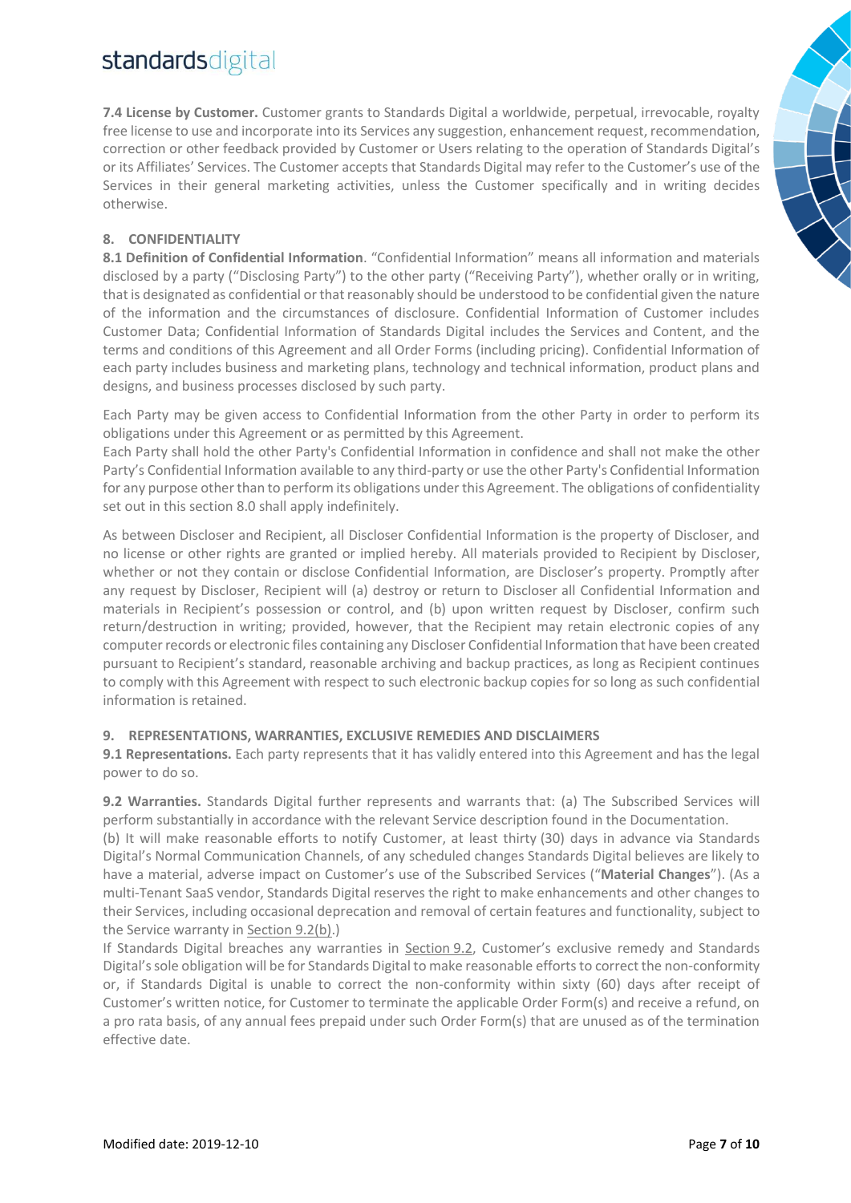**7.4 License by Customer.** Customer grants to Standards Digital a worldwide, perpetual, irrevocable, royalty free license to use and incorporate into its Services any suggestion, enhancement request, recommendation, correction or other feedback provided by Customer or Users relating to the operation of Standards Digital's or its Affiliates' Services. The Customer accepts that Standards Digital may refer to the Customer's use of the Services in their general marketing activities, unless the Customer specifically and in writing decides otherwise.

## 8. CONFIDENTIALITY

**8.1 Definition of Confidential Information**. "Confidential Information" means all information and materials disclosed by a party ("Disclosing Party") to the other party ("Receiving Party"), whether orally or in writing, that is designated as confidential or that reasonably should be understood to be confidential given the nature of the information and the circumstances of disclosure. Confidential Information of Customer includes Customer Data; Confidential Information of Standards Digital includes the Services and Content, and the terms and conditions of this Agreement and all Order Forms (including pricing). Confidential Information of each party includes business and marketing plans, technology and technical information, product plans and designs, and business processes disclosed by such party.

Each Party may be given access to Confidential Information from the other Party in order to perform its obligations under this Agreement or as permitted by this Agreement.
Each Party shall hold the other Party's Confidential Information in confidence and shall not make the other Party's Confidential Information available to any third-party or use the other Party's Confidential Information for any purpose other than to perform its obligations under this Agreement. The obligations of confidentiality set out in this section 8.0 shall apply indefinitely.

As between Discloser and Recipient, all Discloser Confidential Information is the property of Discloser, and no license or other rights are granted or implied hereby. All materials provided to Recipient by Discloser, whether or not they contain or disclose Confidential Information, are Discloser's property. Promptly after any request by Discloser, Recipient will (a) destroy or return to Discloser all Confidential Information and materials in Recipient's possession or control, and (b) upon written request by Discloser, confirm such return/destruction in writing; provided, however, that the Recipient may retain electronic copies of any computer records or electronic files containing any Discloser Confidential Information that have been created pursuant to Recipient's standard, reasonable archiving and backup practices, as long as Recipient continues to comply with this Agreement with respect to such electronic backup copies for so long as such confidential information is retained.

## 9. REPRESENTATIONS, WARRANTIES, EXCLUSIVE REMEDIES AND DISCLAIMERS

**9.1 Representations.** Each party represents that it has validly entered into this Agreement and has the legal power to do so.

**9.2 Warranties.** Standards Digital further represents and warrants that: (a) The Subscribed Services will perform substantially in accordance with the relevant Service description found in the Documentation.
(b) It will make reasonable efforts to notify Customer, at least thirty (30) days in advance via Standards Digital's Normal Communication Channels, of any scheduled changes Standards Digital believes are likely to have a material, adverse impact on Customer's use of the Subscribed Services ("**Material Changes**"). (As a multi-Tenant SaaS vendor, Standards Digital reserves the right to make enhancements and other changes to their Services, including occasional deprecation and removal of certain features and functionality, subject to the Service warranty in Section 9.2(b).)
If Standards Digital breaches any warranties in Section 9.2, Customer's exclusive remedy and Standards Digital's sole obligation will be for Standards Digital to make reasonable efforts to correct the non-conformity or, if Standards Digital is unable to correct the non-conformity within sixty (60) days after receipt of Customer's written notice, for Customer to terminate the applicable Order Form(s) and receive a refund, on a pro rata basis, of any annual fees prepaid under such Order Form(s) that are unused as of the termination effective date.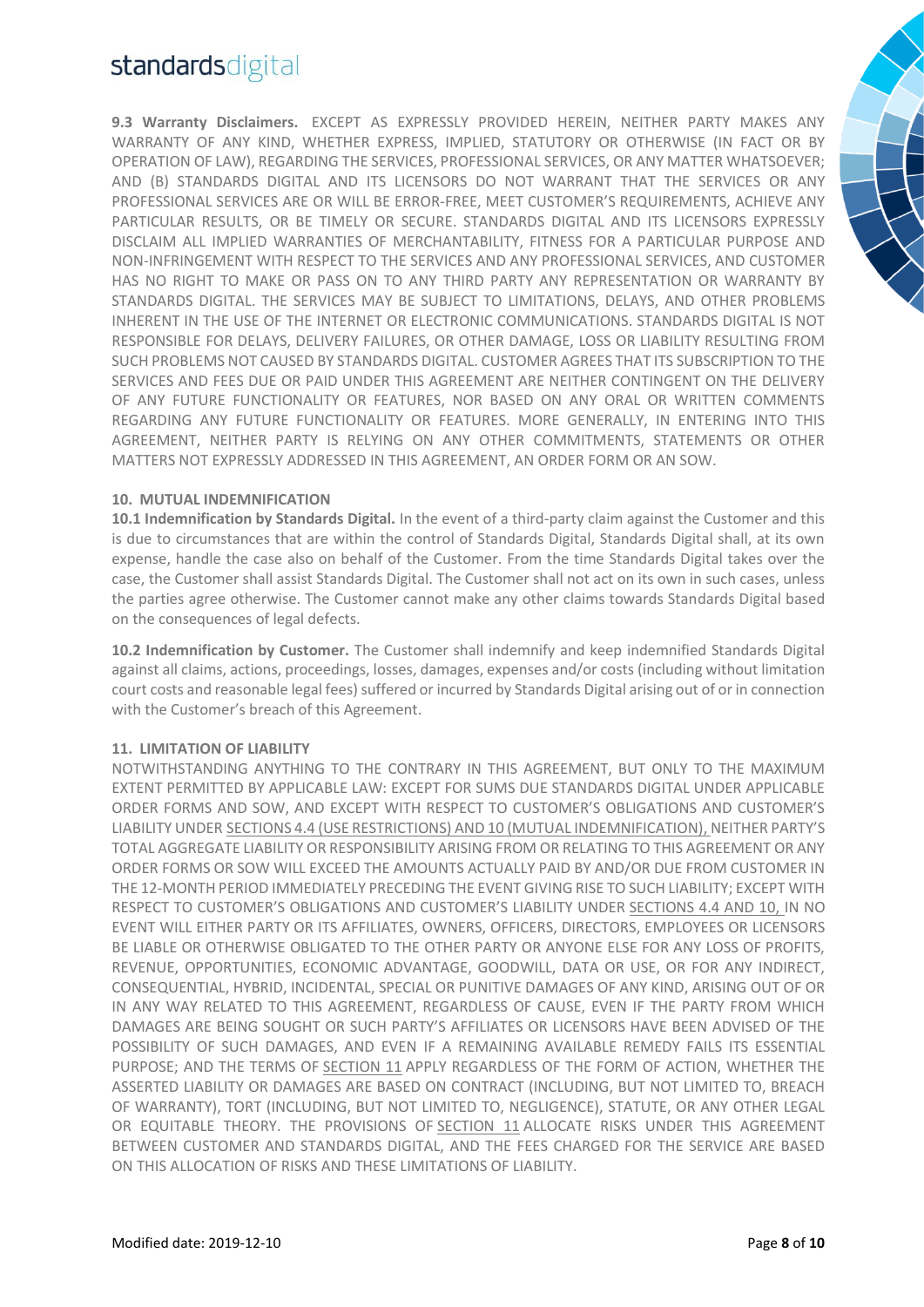**9.3 Warranty Disclaimers.** EXCEPT AS EXPRESSLY PROVIDED HEREIN, NEITHER PARTY MAKES ANY WARRANTY OF ANY KIND, WHETHER EXPRESS, IMPLIED, STATUTORY OR OTHERWISE (IN FACT OR BY OPERATION OF LAW), REGARDING THE SERVICES, PROFESSIONAL SERVICES, OR ANY MATTER WHATSOEVER; AND (B) STANDARDS DIGITAL AND ITS LICENSORS DO NOT WARRANT THAT THE SERVICES OR ANY PROFESSIONAL SERVICES ARE OR WILL BE ERROR-FREE, MEET CUSTOMER'S REQUIREMENTS, ACHIEVE ANY PARTICULAR RESULTS, OR BE TIMELY OR SECURE. STANDARDS DIGITAL AND ITS LICENSORS EXPRESSLY DISCLAIM ALL IMPLIED WARRANTIES OF MERCHANTABILITY, FITNESS FOR A PARTICULAR PURPOSE AND NON-INFRINGEMENT WITH RESPECT TO THE SERVICES AND ANY PROFESSIONAL SERVICES, AND CUSTOMER HAS NO RIGHT TO MAKE OR PASS ON TO ANY THIRD PARTY ANY REPRESENTATION OR WARRANTY BY STANDARDS DIGITAL. THE SERVICES MAY BE SUBJECT TO LIMITATIONS, DELAYS, AND OTHER PROBLEMS INHERENT IN THE USE OF THE INTERNET OR ELECTRONIC COMMUNICATIONS. STANDARDS DIGITAL IS NOT RESPONSIBLE FOR DELAYS, DELIVERY FAILURES, OR OTHER DAMAGE, LOSS OR LIABILITY RESULTING FROM SUCH PROBLEMS NOT CAUSED BY STANDARDS DIGITAL. CUSTOMER AGREES THAT ITS SUBSCRIPTION TO THE SERVICES AND FEES DUE OR PAID UNDER THIS AGREEMENT ARE NEITHER CONTINGENT ON THE DELIVERY OF ANY FUTURE FUNCTIONALITY OR FEATURES, NOR BASED ON ANY ORAL OR WRITTEN COMMENTS REGARDING ANY FUTURE FUNCTIONALITY OR FEATURES. MORE GENERALLY, IN ENTERING INTO THIS AGREEMENT, NEITHER PARTY IS RELYING ON ANY OTHER COMMITMENTS, STATEMENTS OR OTHER MATTERS NOT EXPRESSLY ADDRESSED IN THIS AGREEMENT, AN ORDER FORM OR AN SOW.

## 10. MUTUAL INDEMNIFICATION

**10.1 Indemnification by Standards Digital.** In the event of a third-party claim against the Customer and this is due to circumstances that are within the control of Standards Digital, Standards Digital shall, at its own expense, handle the case also on behalf of the Customer. From the time Standards Digital takes over the case, the Customer shall assist Standards Digital. The Customer shall not act on its own in such cases, unless the parties agree otherwise. The Customer cannot make any other claims towards Standards Digital based on the consequences of legal defects.

**10.2 Indemnification by Customer.** The Customer shall indemnify and keep indemnified Standards Digital against all claims, actions, proceedings, losses, damages, expenses and/or costs (including without limitation court costs and reasonable legal fees) suffered or incurred by Standards Digital arising out of or in connection with the Customer's breach of this Agreement.

## 11. LIMITATION OF LIABILITY

NOTWITHSTANDING ANYTHING TO THE CONTRARY IN THIS AGREEMENT, BUT ONLY TO THE MAXIMUM EXTENT PERMITTED BY APPLICABLE LAW: EXCEPT FOR SUMS DUE STANDARDS DIGITAL UNDER APPLICABLE ORDER FORMS AND SOW, AND EXCEPT WITH RESPECT TO CUSTOMER'S OBLIGATIONS AND CUSTOMER'S LIABILITY UNDER SECTIONS 4.4 (USE RESTRICTIONS) AND 10 (MUTUAL INDEMNIFICATION), NEITHER PARTY'S TOTAL AGGREGATE LIABILITY OR RESPONSIBILITY ARISING FROM OR RELATING TO THIS AGREEMENT OR ANY ORDER FORMS OR SOW WILL EXCEED THE AMOUNTS ACTUALLY PAID BY AND/OR DUE FROM CUSTOMER IN THE 12-MONTH PERIOD IMMEDIATELY PRECEDING THE EVENT GIVING RISE TO SUCH LIABILITY; EXCEPT WITH RESPECT TO CUSTOMER'S OBLIGATIONS AND CUSTOMER'S LIABILITY UNDER SECTIONS 4.4 AND 10, IN NO EVENT WILL EITHER PARTY OR ITS AFFILIATES, OWNERS, OFFICERS, DIRECTORS, EMPLOYEES OR LICENSORS BE LIABLE OR OTHERWISE OBLIGATED TO THE OTHER PARTY OR ANYONE ELSE FOR ANY LOSS OF PROFITS, REVENUE, OPPORTUNITIES, ECONOMIC ADVANTAGE, GOODWILL, DATA OR USE, OR FOR ANY INDIRECT, CONSEQUENTIAL, HYBRID, INCIDENTAL, SPECIAL OR PUNITIVE DAMAGES OF ANY KIND, ARISING OUT OF OR IN ANY WAY RELATED TO THIS AGREEMENT, REGARDLESS OF CAUSE, EVEN IF THE PARTY FROM WHICH DAMAGES ARE BEING SOUGHT OR SUCH PARTY'S AFFILIATES OR LICENSORS HAVE BEEN ADVISED OF THE POSSIBILITY OF SUCH DAMAGES, AND EVEN IF A REMAINING AVAILABLE REMEDY FAILS ITS ESSENTIAL PURPOSE; AND THE TERMS OF SECTION 11 APPLY REGARDLESS OF THE FORM OF ACTION, WHETHER THE ASSERTED LIABILITY OR DAMAGES ARE BASED ON CONTRACT (INCLUDING, BUT NOT LIMITED TO, BREACH OF WARRANTY), TORT (INCLUDING, BUT NOT LIMITED TO, NEGLIGENCE), STATUTE, OR ANY OTHER LEGAL OR EQUITABLE THEORY. THE PROVISIONS OF SECTION 11 ALLOCATE RISKS UNDER THIS AGREEMENT BETWEEN CUSTOMER AND STANDARDS DIGITAL, AND THE FEES CHARGED FOR THE SERVICE ARE BASED ON THIS ALLOCATION OF RISKS AND THESE LIMITATIONS OF LIABILITY.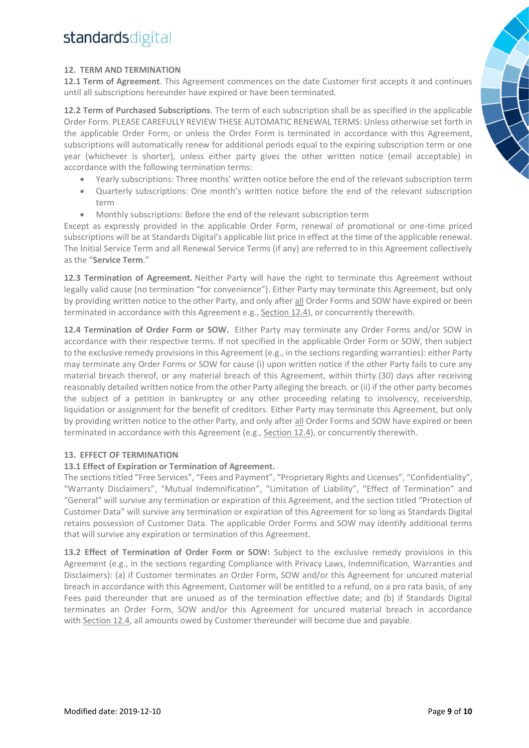## 12. TERM AND TERMINATION

**12.1 Term of Agreement**. This Agreement commences on the date Customer first accepts it and continues until all subscriptions hereunder have expired or have been terminated.

**12.2 Term of Purchased Subscriptions**. The term of each subscription shall be as specified in the applicable Order Form. PLEASE CAREFULLY REVIEW THESE AUTOMATIC RENEWAL TERMS: Unless otherwise set forth in the applicable Order Form, or unless the Order Form is terminated in accordance with this Agreement, subscriptions will automatically renew for additional periods equal to the expiring subscription term or one year (whichever is shorter), unless either party gives the other written notice (email acceptable) in accordance with the following termination terms:

- Yearly subscriptions: Three months' written notice before the end of the relevant subscription term
- Quarterly subscriptions: One month's written notice before the end of the relevant subscription term
- Monthly subscriptions: Before the end of the relevant subscription term

Except as expressly provided in the applicable Order Form, renewal of promotional or one-time priced subscriptions will be at Standards Digital's applicable list price in effect at the time of the applicable renewal. The Initial Service Term and all Renewal Service Terms (if any) are referred to in this Agreement collectively as the "**Service Term**."

**12.3 Termination of Agreement.** Neither Party will have the right to terminate this Agreement without legally valid cause (no termination "for convenience"). Either Party may terminate this Agreement, but only by providing written notice to the other Party, and only after all Order Forms and SOW have expired or been terminated in accordance with this Agreement e.g., Section 12.4), or concurrently therewith.

**12.4 Termination of Order Form or SOW.** Either Party may terminate any Order Forms and/or SOW in accordance with their respective terms. If not specified in the applicable Order Form or SOW, then subject to the exclusive remedy provisions in this Agreement (e.g., in the sections regarding warranties): either Party may terminate any Order Forms or SOW for cause (i) upon written notice if the other Party fails to cure any material breach thereof, or any material breach of this Agreement, within thirty (30) days after receiving reasonably detailed written notice from the other Party alleging the breach. or (ii) if the other party becomes the subject of a petition in bankruptcy or any other proceeding relating to insolvency, receivership, liquidation or assignment for the benefit of creditors. Either Party may terminate this Agreement, but only by providing written notice to the other Party, and only after all Order Forms and SOW have expired or been terminated in accordance with this Agreement (e.g., Section 12.4), or concurrently therewith.

## 13. EFFECT OF TERMINATION

**13.1 Effect of Expiration or Termination of Agreement.**

The sections titled "Free Services", "Fees and Payment", "Proprietary Rights and Licenses", "Confidentiality", "Warranty Disclaimers", "Mutual Indemnification", "Limitation of Liability", "Effect of Termination" and "General" will survive any termination or expiration of this Agreement, and the section titled "Protection of Customer Data" will survive any termination or expiration of this Agreement for so long as Standards Digital retains possession of Customer Data. The applicable Order Forms and SOW may identify additional terms that will survive any expiration or termination of this Agreement.

**13.2 Effect of Termination of Order Form or SOW:** Subject to the exclusive remedy provisions in this Agreement (e.g., in the sections regarding Compliance with Privacy Laws, Indemnification, Warranties and Disclaimers): (a) if Customer terminates an Order Form, SOW and/or this Agreement for uncured material breach in accordance with this Agreement, Customer will be entitled to a refund, on a pro rata basis, of any Fees paid thereunder that are unused as of the termination effective date; and (b) if Standards Digital terminates an Order Form, SOW and/or this Agreement for uncured material breach in accordance with Section 12.4, all amounts owed by Customer thereunder will become due and payable.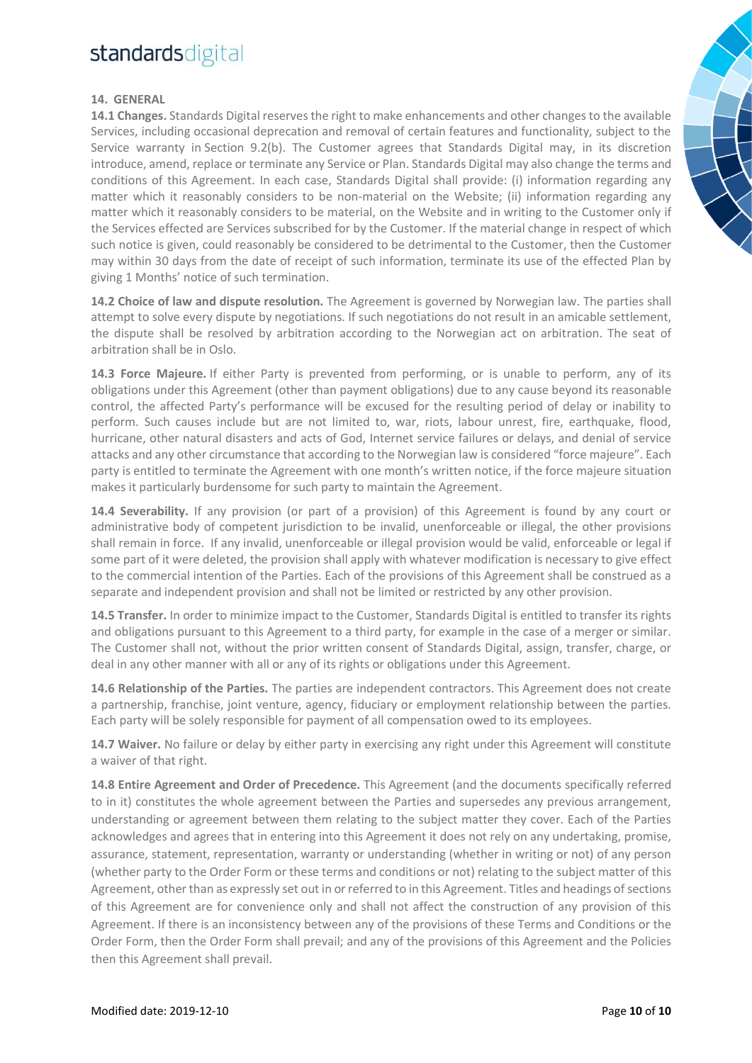## 14. GENERAL

**14.1 Changes.** Standards Digital reserves the right to make enhancements and other changes to the available Services, including occasional deprecation and removal of certain features and functionality, subject to the Service warranty in Section 9.2(b). The Customer agrees that Standards Digital may, in its discretion introduce, amend, replace or terminate any Service or Plan. Standards Digital may also change the terms and conditions of this Agreement. In each case, Standards Digital shall provide: (i) information regarding any matter which it reasonably considers to be non-material on the Website; (ii) information regarding any matter which it reasonably considers to be material, on the Website and in writing to the Customer only if the Services effected are Services subscribed for by the Customer. If the material change in respect of which such notice is given, could reasonably be considered to be detrimental to the Customer, then the Customer may within 30 days from the date of receipt of such information, terminate its use of the effected Plan by giving 1 Months' notice of such termination.

**14.2 Choice of law and dispute resolution.** The Agreement is governed by Norwegian law. The parties shall attempt to solve every dispute by negotiations. If such negotiations do not result in an amicable settlement, the dispute shall be resolved by arbitration according to the Norwegian act on arbitration. The seat of arbitration shall be in Oslo.

**14.3 Force Majeure.** If either Party is prevented from performing, or is unable to perform, any of its obligations under this Agreement (other than payment obligations) due to any cause beyond its reasonable control, the affected Party's performance will be excused for the resulting period of delay or inability to perform. Such causes include but are not limited to, war, riots, labour unrest, fire, earthquake, flood, hurricane, other natural disasters and acts of God, Internet service failures or delays, and denial of service attacks and any other circumstance that according to the Norwegian law is considered "force majeure". Each party is entitled to terminate the Agreement with one month's written notice, if the force majeure situation makes it particularly burdensome for such party to maintain the Agreement.

**14.4 Severability.** If any provision (or part of a provision) of this Agreement is found by any court or administrative body of competent jurisdiction to be invalid, unenforceable or illegal, the other provisions shall remain in force. If any invalid, unenforceable or illegal provision would be valid, enforceable or legal if some part of it were deleted, the provision shall apply with whatever modification is necessary to give effect to the commercial intention of the Parties. Each of the provisions of this Agreement shall be construed as a separate and independent provision and shall not be limited or restricted by any other provision.

**14.5 Transfer.** In order to minimize impact to the Customer, Standards Digital is entitled to transfer its rights and obligations pursuant to this Agreement to a third party, for example in the case of a merger or similar. The Customer shall not, without the prior written consent of Standards Digital, assign, transfer, charge, or deal in any other manner with all or any of its rights or obligations under this Agreement.

**14.6 Relationship of the Parties.** The parties are independent contractors. This Agreement does not create a partnership, franchise, joint venture, agency, fiduciary or employment relationship between the parties. Each party will be solely responsible for payment of all compensation owed to its employees.

**14.7 Waiver.** No failure or delay by either party in exercising any right under this Agreement will constitute a waiver of that right.

**14.8 Entire Agreement and Order of Precedence.** This Agreement (and the documents specifically referred to in it) constitutes the whole agreement between the Parties and supersedes any previous arrangement, understanding or agreement between them relating to the subject matter they cover. Each of the Parties acknowledges and agrees that in entering into this Agreement it does not rely on any undertaking, promise, assurance, statement, representation, warranty or understanding (whether in writing or not) of any person (whether party to the Order Form or these terms and conditions or not) relating to the subject matter of this Agreement, other than as expressly set out in or referred to in this Agreement. Titles and headings of sections of this Agreement are for convenience only and shall not affect the construction of any provision of this Agreement. If there is an inconsistency between any of the provisions of these Terms and Conditions or the Order Form, then the Order Form shall prevail; and any of the provisions of this Agreement and the Policies then this Agreement shall prevail.

Modified date: 2019-12-10